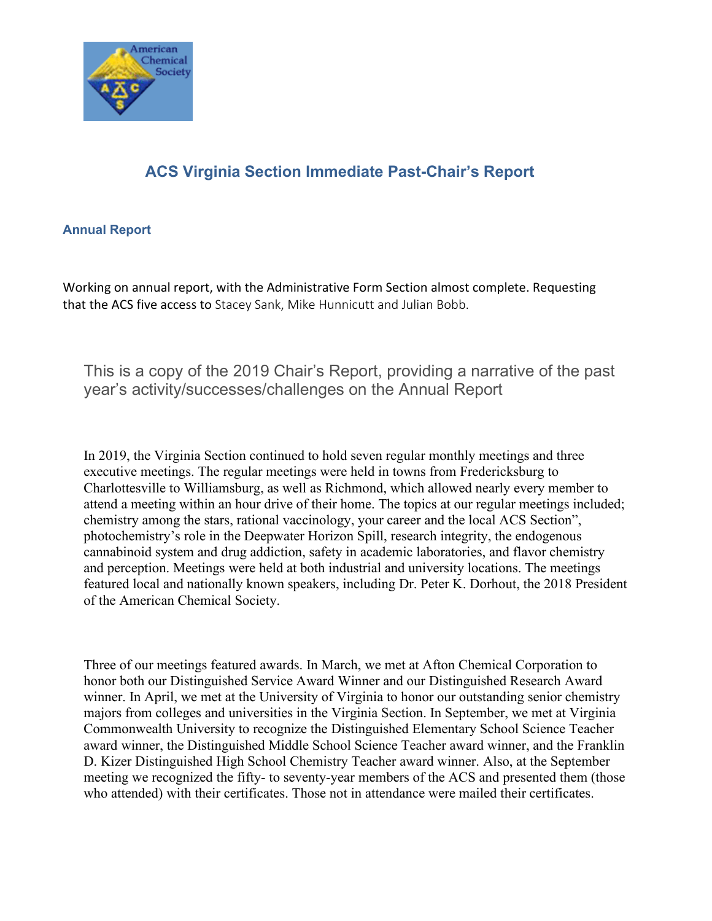# ACS Virginia Section Immediate Past-Chair's Report

## Annual Report

Working on annual report, with the Administrative Form Section almost complete. Requesting that the ACS five access to Stacey Sank, Mike Hunnicutt and Julian Bobb.

This is a copy of the 2019 Chair's Report, providing a narrative of the past year's activity/successes/challenges on the Annual Report

In 2019, the Virginia Section continued to hold seven regular monthly meetings and three executive meetings. The regular meetings were held in towns from Fredericksburg to Charlottesville to Williamsburg, as well as Richmond, which allowed nearly every member to attend a meeting within an hour drive of their home. The topics at our regular meetings included; chemistry among the stars, rational vaccinology, your career and the local ACS Section", photochemistry's role in the Deepwater Horizon Spill, research integrity, the endogenous cannabinoid system and drug addiction, safety in academic laboratories, and flavor chemistry and perception. Meetings were held at both industrial and university locations. The meetings featured local and nationally known speakers, including Dr. Peter K. Dorhout, the 2018 President of the American Chemical Society.

Three of our meetings featured awards. In March, we met at Afton Chemical Corporation to honor both our Distinguished Service Award Winner and our Distinguished Research Award winner. In April, we met at the University of Virginia to honor our outstanding senior chemistry majors from colleges and universities in the Virginia Section. In September, we met at Virginia Commonwealth University to recognize the Distinguished Elementary School Science Teacher award winner, the Distinguished Middle School Science Teacher award winner, and the Franklin D. Kizer Distinguished High School Chemistry Teacher award winner. Also, at the September meeting we recognized the fifty- to seventy-year members of the ACS and presented them (those who attended) with their certificates. Those not in attendance were mailed their certificates.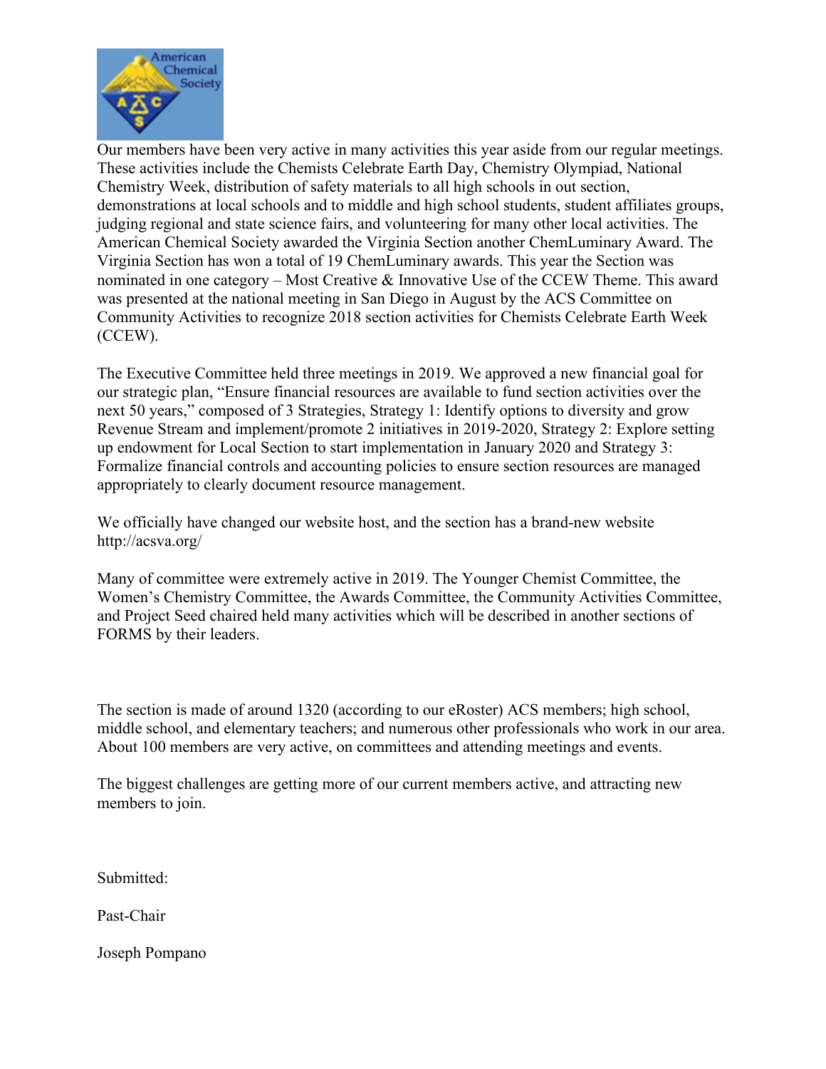Our members have been very active in many activities this year aside from our regular meetings. These activities include the Chemists Celebrate Earth Day, Chemistry Olympiad, National Chemistry Week, distribution of safety materials to all high schools in out section, demonstrations at local schools and to middle and high school students, student affiliates groups, judging regional and state science fairs, and volunteering for many other local activities. The American Chemical Society awarded the Virginia Section another ChemLuminary Award. The Virginia Section has won a total of 19 ChemLuminary awards. This year the Section was nominated in one category – Most Creative & Innovative Use of the CCEW Theme. This award was presented at the national meeting in San Diego in August by the ACS Committee on Community Activities to recognize 2018 section activities for Chemists Celebrate Earth Week (CCEW).

The Executive Committee held three meetings in 2019. We approved a new financial goal for our strategic plan, "Ensure financial resources are available to fund section activities over the next 50 years," composed of 3 Strategies, Strategy 1: Identify options to diversity and grow Revenue Stream and implement/promote 2 initiatives in 2019-2020, Strategy 2: Explore setting up endowment for Local Section to start implementation in January 2020 and Strategy 3: Formalize financial controls and accounting policies to ensure section resources are managed appropriately to clearly document resource management.

We officially have changed our website host, and the section has a brand-new website http://acsva.org/

Many of committee were extremely active in 2019. The Younger Chemist Committee, the Women's Chemistry Committee, the Awards Committee, the Community Activities Committee, and Project Seed chaired held many activities which will be described in another sections of FORMS by their leaders.

The section is made of around 1320 (according to our eRoster) ACS members; high school, middle school, and elementary teachers; and numerous other professionals who work in our area. About 100 members are very active, on committees and attending meetings and events.

The biggest challenges are getting more of our current members active, and attracting new members to join.

Submitted:

Past-Chair

Joseph Pompano